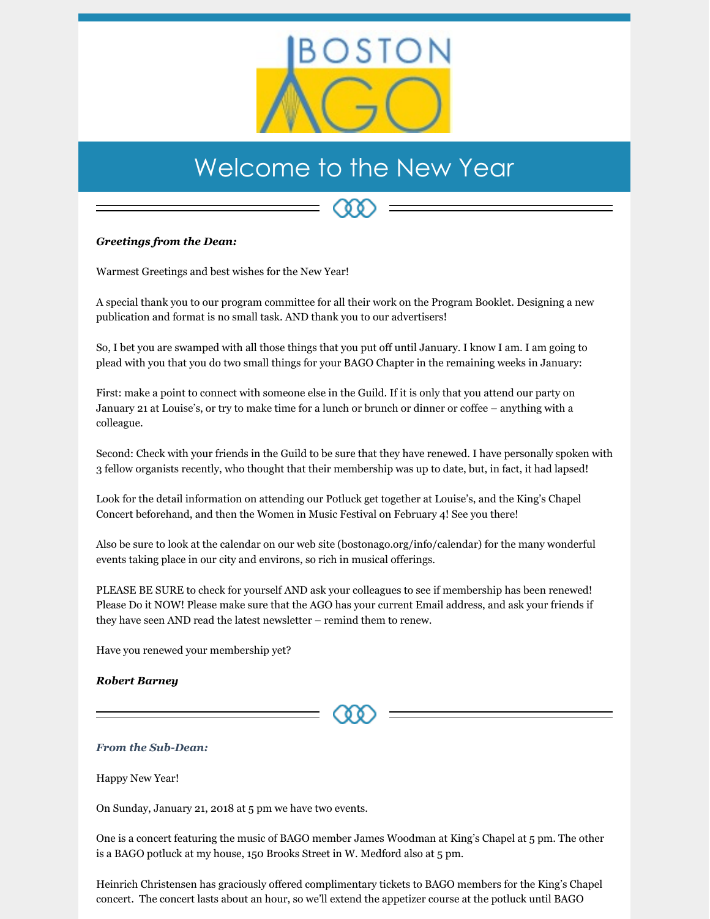# Welcome to the New Year

***Greetings from the Dean:***

Warmest Greetings and best wishes for the New Year!

A special thank you to our program committee for all their work on the Program Booklet. Designing a new publication and format is no small task. AND thank you to our advertisers!

So, I bet you are swamped with all those things that you put off until January. I know I am. I am going to plead with you that you do two small things for your BAGO Chapter in the remaining weeks in January:

First: make a point to connect with someone else in the Guild. If it is only that you attend our party on January 21 at Louise's, or try to make time for a lunch or brunch or dinner or coffee – anything with a colleague.

Second: Check with your friends in the Guild to be sure that they have renewed. I have personally spoken with 3 fellow organists recently, who thought that their membership was up to date, but, in fact, it had lapsed!

Look for the detail information on attending our Potluck get together at Louise's, and the King's Chapel Concert beforehand, and then the Women in Music Festival on February 4! See you there!

Also be sure to look at the calendar on our web site (bostonago.org/info/calendar) for the many wonderful events taking place in our city and environs, so rich in musical offerings.

PLEASE BE SURE to check for yourself AND ask your colleagues to see if membership has been renewed! Please Do it NOW! Please make sure that the AGO has your current Email address, and ask your friends if they have seen AND read the latest newsletter – remind them to renew.

Have you renewed your membership yet?

***Robert Barney***

***From the Sub-Dean:***

Happy New Year!

On Sunday, January 21, 2018 at 5 pm we have two events.

One is a concert featuring the music of BAGO member James Woodman at King's Chapel at 5 pm. The other is a BAGO potluck at my house, 150 Brooks Street in W. Medford also at 5 pm.

Heinrich Christensen has graciously offered complimentary tickets to BAGO members for the King's Chapel concert. The concert lasts about an hour, so we'll extend the appetizer course at the potluck until BAGO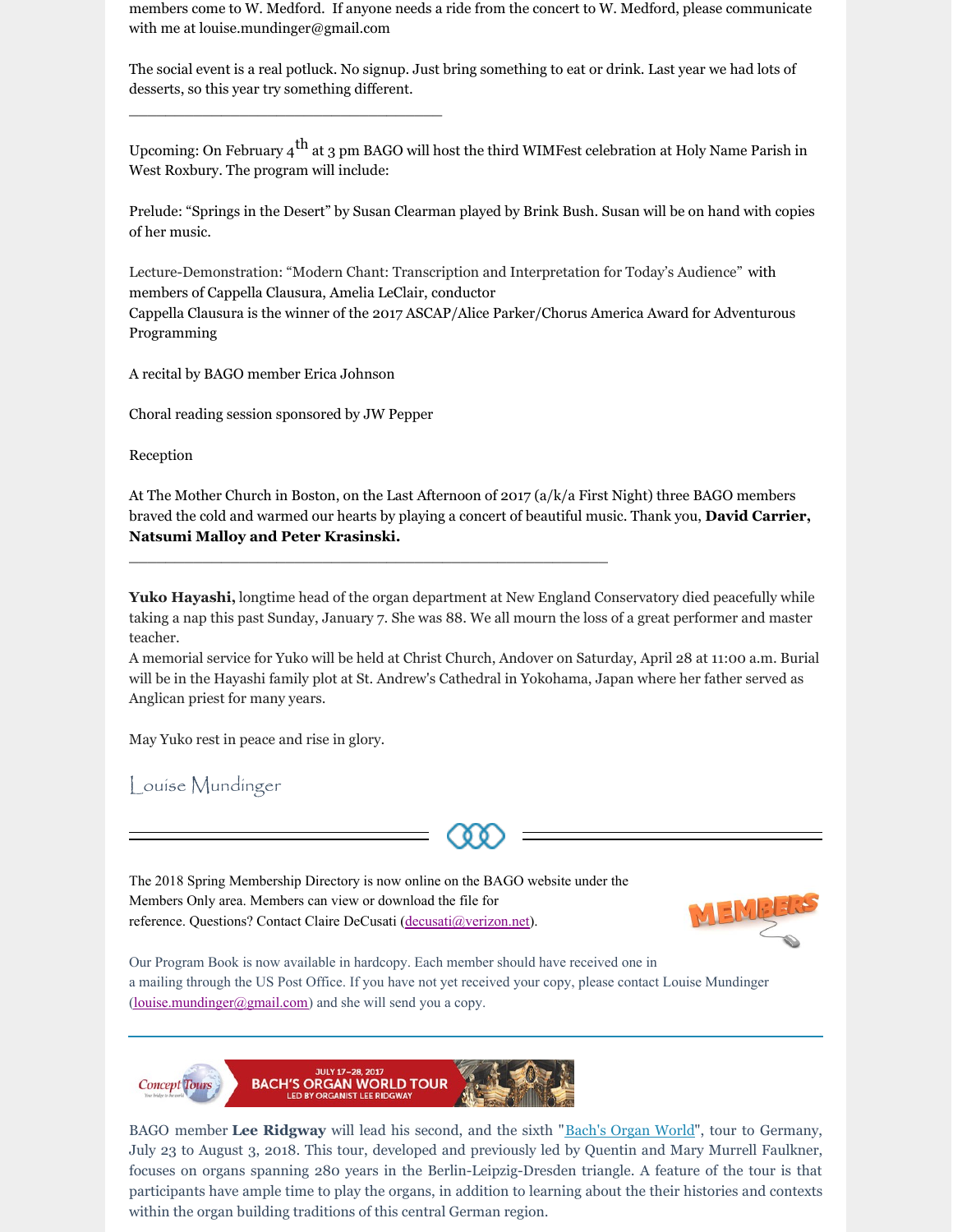members come to W. Medford. If anyone needs a ride from the concert to W. Medford, please communicate with me at louise.mundinger@gmail.com

The social event is a real potluck. No signup. Just bring something to eat or drink. Last year we had lots of desserts, so this year try something different.

---

Upcoming: On February 4th at 3 pm BAGO will host the third WIMFest celebration at Holy Name Parish in West Roxbury. The program will include:

Prelude: "Springs in the Desert" by Susan Clearman played by Brink Bush. Susan will be on hand with copies of her music.

Lecture-Demonstration: "Modern Chant: Transcription and Interpretation for Today's Audience" with members of Cappella Clausura, Amelia LeClair, conductor
Cappella Clausura is the winner of the 2017 ASCAP/Alice Parker/Chorus America Award for Adventurous Programming

A recital by BAGO member Erica Johnson

Choral reading session sponsored by JW Pepper

Reception

At The Mother Church in Boston, on the Last Afternoon of 2017 (a/k/a First Night) three BAGO members braved the cold and warmed our hearts by playing a concert of beautiful music. Thank you, **David Carrier, Natsumi Malloy and Peter Krasinski.**

---

**Yuko Hayashi,** longtime head of the organ department at New England Conservatory died peacefully while taking a nap this past Sunday, January 7. She was 88. We all mourn the loss of a great performer and master teacher.
A memorial service for Yuko will be held at Christ Church, Andover on Saturday, April 28 at 11:00 a.m. Burial will be in the Hayashi family plot at St. Andrew's Cathedral in Yokohama, Japan where her father served as Anglican priest for many years.

May Yuko rest in peace and rise in glory.

Louise Mundinger

---

The 2018 Spring Membership Directory is now online on the BAGO website under the Members Only area. Members can view or download the file for reference. Questions? Contact Claire DeCusati (decusati@verizon.net).

Our Program Book is now available in hardcopy. Each member should have received one in a mailing through the US Post Office. If you have not yet received your copy, please contact Louise Mundinger (louise.mundinger@gmail.com) and she will send you a copy.

---

Concept Tours — JULY 17–28, 2017 BACH'S ORGAN WORLD TOUR LED BY ORGANIST LEE RIDGWAY

BAGO member **Lee Ridgway** will lead his second, and the sixth "Bach's Organ World", tour to Germany, July 23 to August 3, 2018. This tour, developed and previously led by Quentin and Mary Murrell Faulkner, focuses on organs spanning 280 years in the Berlin-Leipzig-Dresden triangle. A feature of the tour is that participants have ample time to play the organs, in addition to learning about the their histories and contexts within the organ building traditions of this central German region.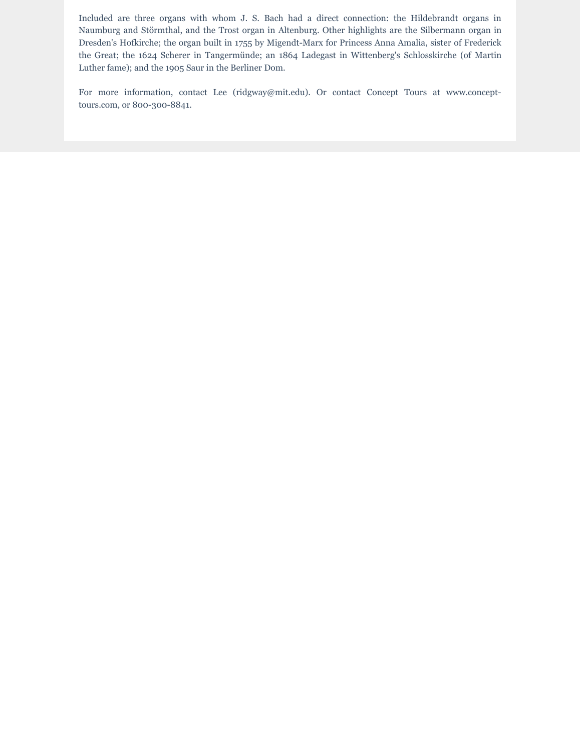Included are three organs with whom J. S. Bach had a direct connection: the Hildebrandt organs in Naumburg and Störmthal, and the Trost organ in Altenburg. Other highlights are the Silbermann organ in Dresden's Hofkirche; the organ built in 1755 by Migendt-Marx for Princess Anna Amalia, sister of Frederick the Great; the 1624 Scherer in Tangermünde; an 1864 Ladegast in Wittenberg's Schlosskirche (of Martin Luther fame); and the 1905 Saur in the Berliner Dom.

For more information, contact Lee (ridgway@mit.edu). Or contact Concept Tours at www.concept-tours.com, or 800-300-8841.